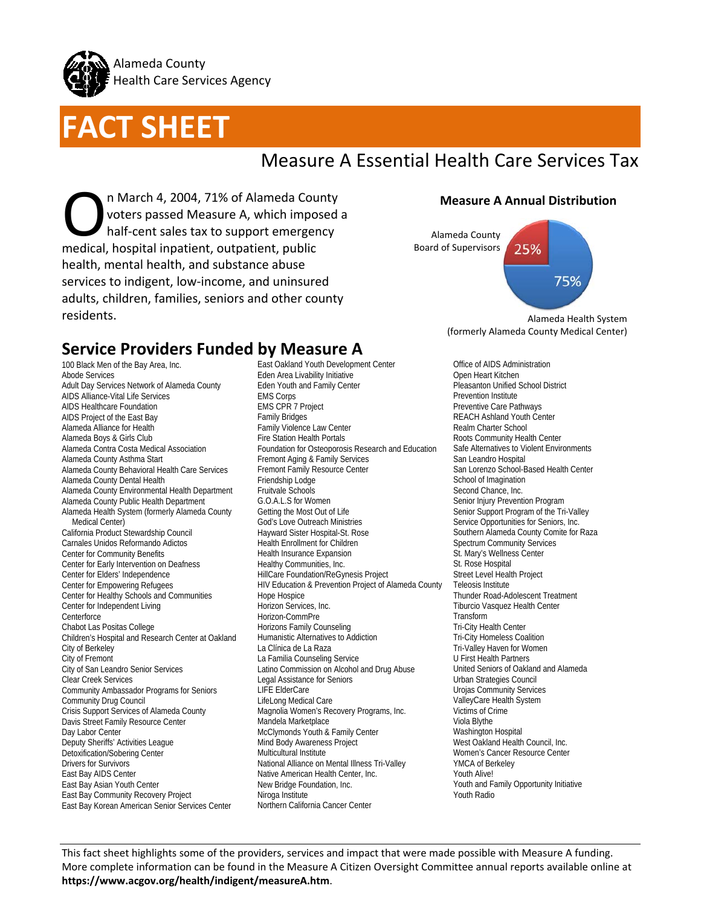Alameda County
Health Care Services Agency

# FACT SHEET

## Measure A Essential Health Care Services Tax

On March 4, 2004, 71% of Alameda County voters passed Measure A, which imposed a half-cent sales tax to support emergency medical, hospital inpatient, outpatient, public health, mental health, and substance abuse services to indigent, low-income, and uninsured adults, children, families, seniors and other county residents.

**Measure A Annual Distribution**

Alameda County Board of Supervisors 25%

75% Alameda Health System (formerly Alameda County Medical Center)

## Service Providers Funded by Measure A

100 Black Men of the Bay Area, Inc.
Abode Services
Adult Day Services Network of Alameda County
AIDS Alliance-Vital Life Services
AIDS Healthcare Foundation
AIDS Project of the East Bay
Alameda Alliance for Health
Alameda Boys & Girls Club
Alameda Contra Costa Medical Association
Alameda County Asthma Start
Alameda County Behavioral Health Care Services
Alameda County Dental Health
Alameda County Environmental Health Department
Alameda County Public Health Department
Alameda Health System (formerly Alameda County Medical Center)
California Product Stewardship Council
Carnales Unidos Reformando Adictos
Center for Community Benefits
Center for Early Intervention on Deafness
Center for Elders' Independence
Center for Empowering Refugees
Center for Healthy Schools and Communities
Center for Independent Living
Centerforce
Chabot Las Positas College
Children's Hospital and Research Center at Oakland
City of Berkeley
City of Fremont
City of San Leandro Senior Services
Clear Creek Services
Community Ambassador Programs for Seniors
Community Drug Council
Crisis Support Services of Alameda County
Davis Street Family Resource Center
Day Labor Center
Deputy Sheriffs' Activities League
Detoxification/Sobering Center
Drivers for Survivors
East Bay AIDS Center
East Bay Asian Youth Center
East Bay Community Recovery Project
East Bay Korean American Senior Services Center
East Oakland Youth Development Center
Eden Area Livability Initiative
Eden Youth and Family Center
EMS Corps
EMS CPR 7 Project
Family Bridges
Family Violence Law Center
Fire Station Health Portals
Foundation for Osteoporosis Research and Education
Fremont Aging & Family Services
Fremont Family Resource Center
Friendship Lodge
Fruitvale Schools
G.O.A.L.S for Women
Getting the Most Out of Life
God's Love Outreach Ministries
Hayward Sister Hospital-St. Rose
Health Enrollment for Children
Health Insurance Expansion
Healthy Communities, Inc.
HillCare Foundation/ReGynesis Project
HIV Education & Prevention Project of Alameda County
Hope Hospice
Horizon Services, Inc.
Horizon-CommPre
Horizons Family Counseling
Humanistic Alternatives to Addiction
La Clínica de La Raza
La Familia Counseling Service
Latino Commission on Alcohol and Drug Abuse
Legal Assistance for Seniors
LIFE ElderCare
LifeLong Medical Care
Magnolia Women's Recovery Programs, Inc.
Mandela Marketplace
McClymonds Youth & Family Center
Mind Body Awareness Project
Multicultural Institute
National Alliance on Mental Illness Tri-Valley
Native American Health Center, Inc.
New Bridge Foundation, Inc.
Niroga Institute
Northern California Cancer Center
Office of AIDS Administration
Open Heart Kitchen
Pleasanton Unified School District
Prevention Institute
Preventive Care Pathways
REACH Ashland Youth Center
Realm Charter School
Roots Community Health Center
Safe Alternatives to Violent Environments
San Leandro Hospital
San Lorenzo School-Based Health Center
School of Imagination
Second Chance, Inc.
Senior Injury Prevention Program
Senior Support Program of the Tri-Valley
Service Opportunities for Seniors, Inc.
Southern Alameda County Comite for Raza
Spectrum Community Services
St. Mary's Wellness Center
St. Rose Hospital
Street Level Health Project
Teleosis Institute
Thunder Road-Adolescent Treatment
Tiburcio Vasquez Health Center
Transform
Tri-City Health Center
Tri-City Homeless Coalition
Tri-Valley Haven for Women
U First Health Partners
United Seniors of Oakland and Alameda
Urban Strategies Council
Urojas Community Services
ValleyCare Health System
Victims of Crime
Viola Blythe
Washington Hospital
West Oakland Health Council, Inc.
Women's Cancer Resource Center
YMCA of Berkeley
Youth Alive!
Youth and Family Opportunity Initiative
Youth Radio

---

This fact sheet highlights some of the providers, services and impact that were made possible with Measure A funding. More complete information can be found in the Measure A Citizen Oversight Committee annual reports available online at **https://www.acgov.org/health/indigent/measureA.htm**.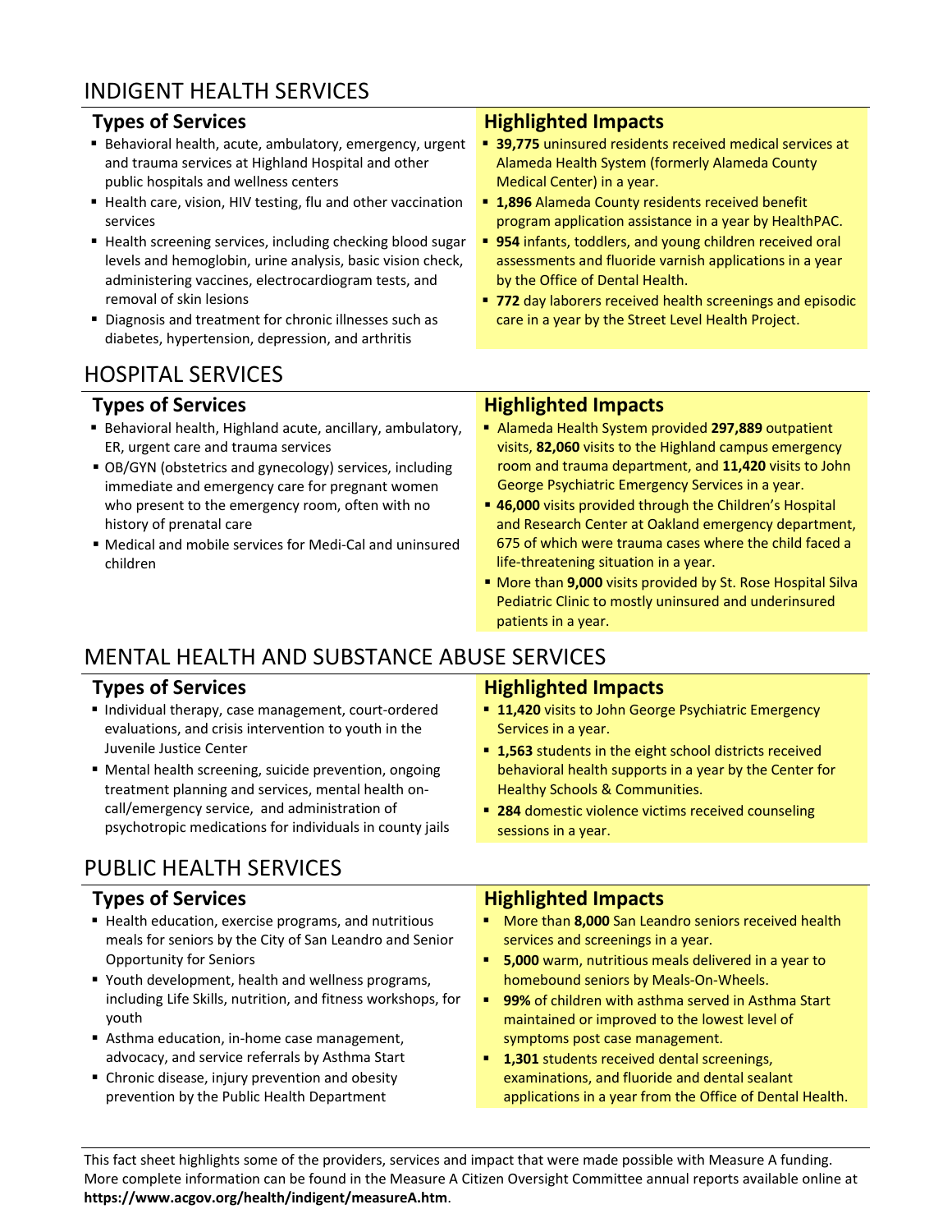## INDIGENT HEALTH SERVICES

### Types of Services

- Behavioral health, acute, ambulatory, emergency, urgent and trauma services at Highland Hospital and other public hospitals and wellness centers
- Health care, vision, HIV testing, flu and other vaccination services
- Health screening services, including checking blood sugar levels and hemoglobin, urine analysis, basic vision check, administering vaccines, electrocardiogram tests, and removal of skin lesions
- Diagnosis and treatment for chronic illnesses such as diabetes, hypertension, depression, and arthritis

### Highlighted Impacts

- **39,775** uninsured residents received medical services at Alameda Health System (formerly Alameda County Medical Center) in a year.
- **1,896** Alameda County residents received benefit program application assistance in a year by HealthPAC.
- **954** infants, toddlers, and young children received oral assessments and fluoride varnish applications in a year by the Office of Dental Health.
- **772** day laborers received health screenings and episodic care in a year by the Street Level Health Project.

## HOSPITAL SERVICES

### Types of Services

- Behavioral health, Highland acute, ancillary, ambulatory, ER, urgent care and trauma services
- OB/GYN (obstetrics and gynecology) services, including immediate and emergency care for pregnant women who present to the emergency room, often with no history of prenatal care
- Medical and mobile services for Medi-Cal and uninsured children

### Highlighted Impacts

- Alameda Health System provided **297,889** outpatient visits, **82,060** visits to the Highland campus emergency room and trauma department, and **11,420** visits to John George Psychiatric Emergency Services in a year.
- **46,000** visits provided through the Children's Hospital and Research Center at Oakland emergency department, 675 of which were trauma cases where the child faced a life-threatening situation in a year.
- More than **9,000** visits provided by St. Rose Hospital Silva Pediatric Clinic to mostly uninsured and underinsured patients in a year.

## MENTAL HEALTH AND SUBSTANCE ABUSE SERVICES

### Types of Services

- Individual therapy, case management, court-ordered evaluations, and crisis intervention to youth in the Juvenile Justice Center
- Mental health screening, suicide prevention, ongoing treatment planning and services, mental health on-call/emergency service, and administration of psychotropic medications for individuals in county jails

### Highlighted Impacts

- **11,420** visits to John George Psychiatric Emergency Services in a year.
- **1,563** students in the eight school districts received behavioral health supports in a year by the Center for Healthy Schools & Communities.
- **284** domestic violence victims received counseling sessions in a year.

## PUBLIC HEALTH SERVICES

### Types of Services

- Health education, exercise programs, and nutritious meals for seniors by the City of San Leandro and Senior Opportunity for Seniors
- Youth development, health and wellness programs, including Life Skills, nutrition, and fitness workshops, for youth
- Asthma education, in-home case management, advocacy, and service referrals by Asthma Start
- Chronic disease, injury prevention and obesity prevention by the Public Health Department

### Highlighted Impacts

- More than **8,000** San Leandro seniors received health services and screenings in a year.
- **5,000** warm, nutritious meals delivered in a year to homebound seniors by Meals-On-Wheels.
- **99%** of children with asthma served in Asthma Start maintained or improved to the lowest level of symptoms post case management.
- **1,301** students received dental screenings, examinations, and fluoride and dental sealant applications in a year from the Office of Dental Health.

---

This fact sheet highlights some of the providers, services and impact that were made possible with Measure A funding. More complete information can be found in the Measure A Citizen Oversight Committee annual reports available online at **https://www.acgov.org/health/indigent/measureA.htm**.